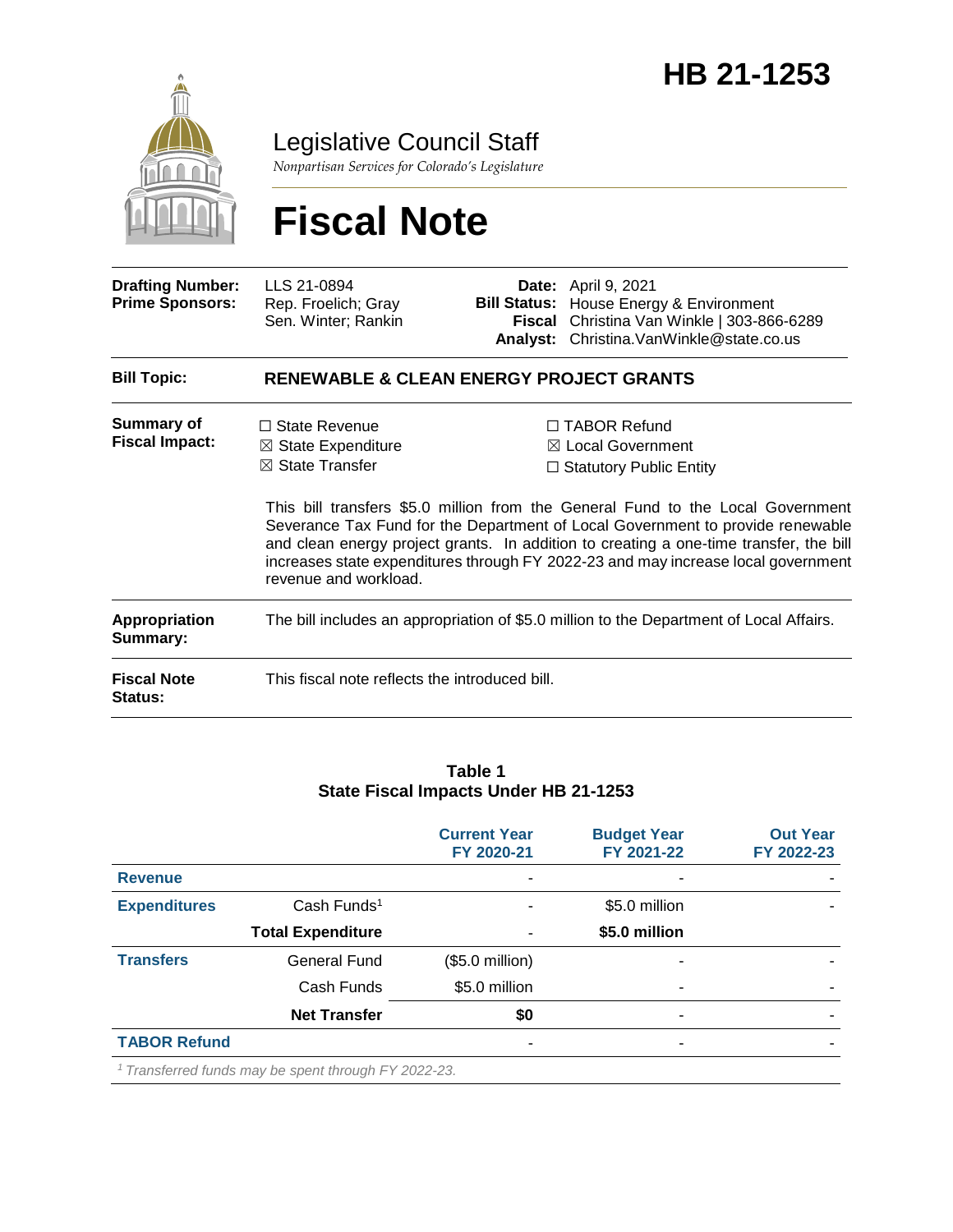# HB 21-1253

## Legislative Council Staff

*Nonpartisan Services for Colorado's Legislature*

# Fiscal Note

| | | | |
|---|---|---|---|
| **Drafting Number:** | LLS 21-0894 | **Date:** | April 9, 2021 |
| **Prime Sponsors:** | Rep. Froelich; Gray<br>Sen. Winter; Rankin | **Bill Status:** | House Energy & Environment |
| | | **Fiscal Analyst:** | Christina Van Winkle \| 303-866-6289<br>Christina.VanWinkle@state.co.us |

| | |
|---|---|
| **Bill Topic:** | **RENEWABLE & CLEAN ENERGY PROJECT GRANTS** |
| **Summary of Fiscal Impact:** | ☐ State Revenue<br>☒ State Expenditure<br>☒ State Transfer<br>☐ TABOR Refund<br>☒ Local Government<br>☐ Statutory Public Entity<br><br>This bill transfers $5.0 million from the General Fund to the Local Government Severance Tax Fund for the Department of Local Government to provide renewable and clean energy project grants. In addition to creating a one-time transfer, the bill increases state expenditures through FY 2022-23 and may increase local government revenue and workload. |
| **Appropriation Summary:** | The bill includes an appropriation of $5.0 million to the Department of Local Affairs. |
| **Fiscal Note Status:** | This fiscal note reflects the introduced bill. |

**Table 1**
**State Fiscal Impacts Under HB 21-1253**

| | | Current Year FY 2020-21 | Budget Year FY 2021-22 | Out Year FY 2022-23 |
|---|---|---|---|---|
| **Revenue** | | - | - | - |
| **Expenditures** | Cash Funds[1] | - | $5.0 million | - |
| | **Total Expenditure** | - | **$5.0 million** | |
| **Transfers** | General Fund | ($5.0 million) | - | - |
| | Cash Funds | $5.0 million | - | - |
| | **Net Transfer** | **$0** | - | - |
| **TABOR Refund** | | - | - | - |

*[1] Transferred funds may be spent through FY 2022-23.*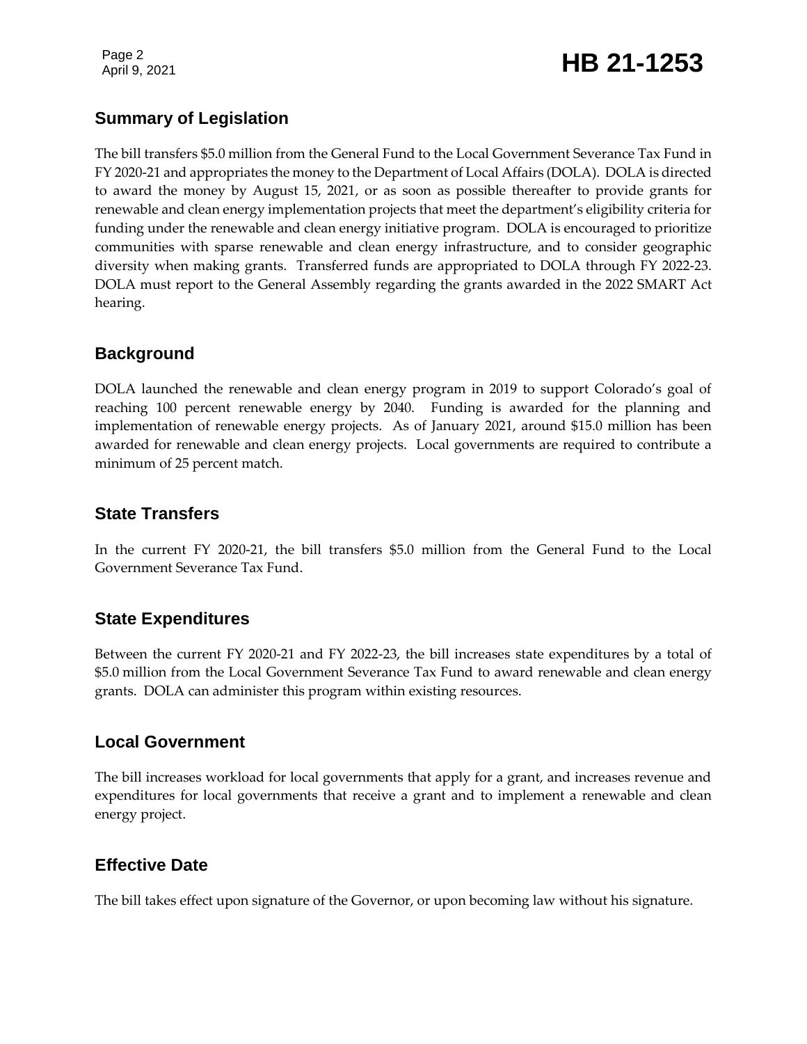## Summary of Legislation

The bill transfers $5.0 million from the General Fund to the Local Government Severance Tax Fund in FY 2020-21 and appropriates the money to the Department of Local Affairs (DOLA). DOLA is directed to award the money by August 15, 2021, or as soon as possible thereafter to provide grants for renewable and clean energy implementation projects that meet the department's eligibility criteria for funding under the renewable and clean energy initiative program. DOLA is encouraged to prioritize communities with sparse renewable and clean energy infrastructure, and to consider geographic diversity when making grants. Transferred funds are appropriated to DOLA through FY 2022-23. DOLA must report to the General Assembly regarding the grants awarded in the 2022 SMART Act hearing.

## Background

DOLA launched the renewable and clean energy program in 2019 to support Colorado's goal of reaching 100 percent renewable energy by 2040. Funding is awarded for the planning and implementation of renewable energy projects. As of January 2021, around $15.0 million has been awarded for renewable and clean energy projects. Local governments are required to contribute a minimum of 25 percent match.

## State Transfers

In the current FY 2020-21, the bill transfers $5.0 million from the General Fund to the Local Government Severance Tax Fund.

## State Expenditures

Between the current FY 2020-21 and FY 2022-23, the bill increases state expenditures by a total of $5.0 million from the Local Government Severance Tax Fund to award renewable and clean energy grants. DOLA can administer this program within existing resources.

## Local Government

The bill increases workload for local governments that apply for a grant, and increases revenue and expenditures for local governments that receive a grant and to implement a renewable and clean energy project.

## Effective Date

The bill takes effect upon signature of the Governor, or upon becoming law without his signature.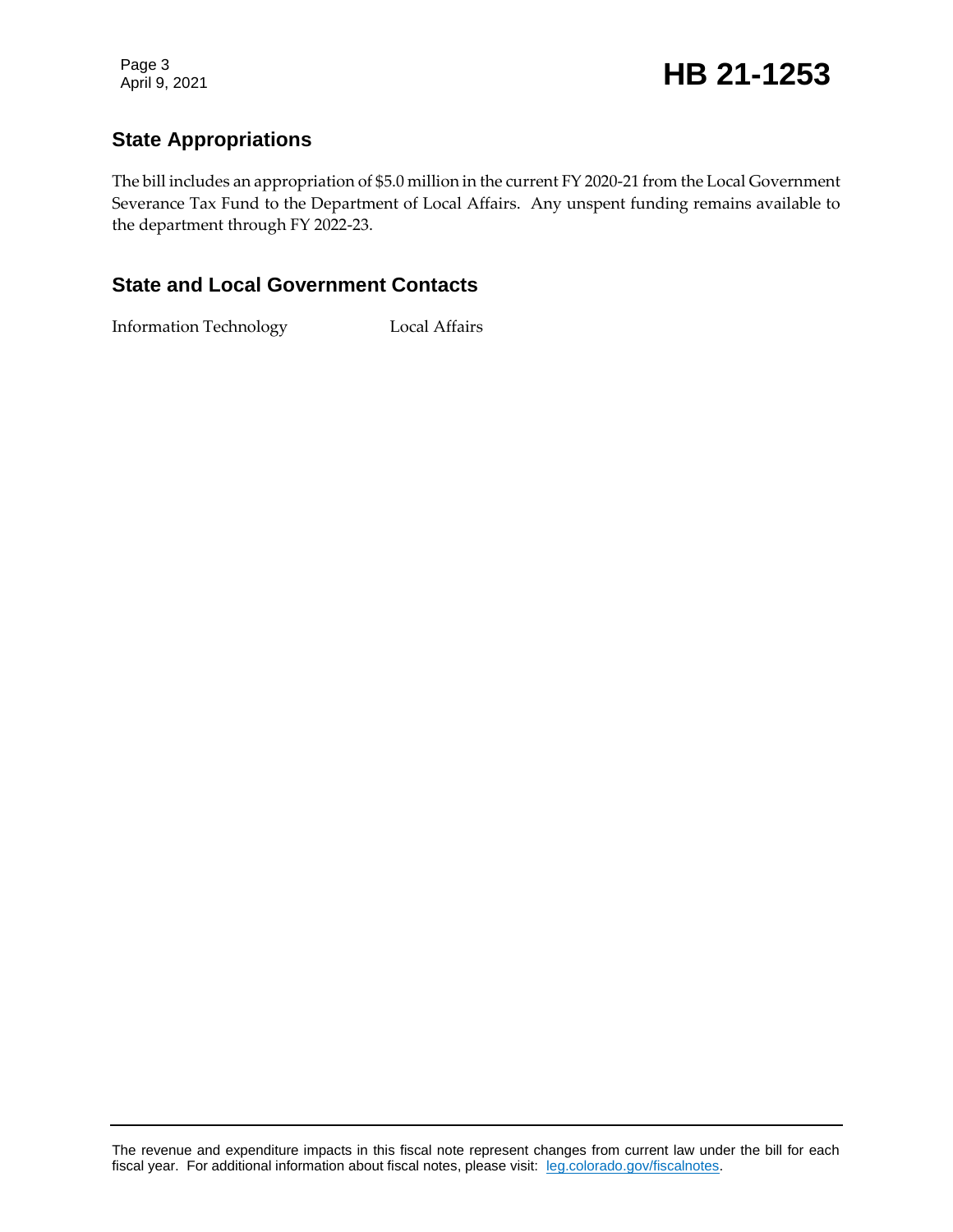## State Appropriations

The bill includes an appropriation of $5.0 million in the current FY 2020-21 from the Local Government Severance Tax Fund to the Department of Local Affairs. Any unspent funding remains available to the department through FY 2022-23.

## State and Local Government Contacts

Information Technology Local Affairs

The revenue and expenditure impacts in this fiscal note represent changes from current law under the bill for each fiscal year. For additional information about fiscal notes, please visit: leg.colorado.gov/fiscalnotes.